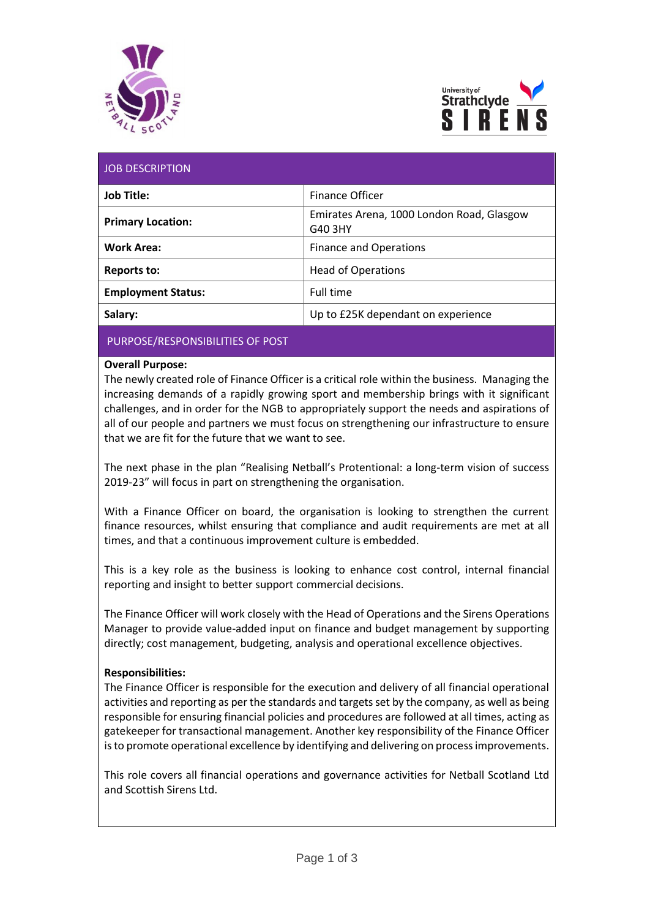## JOB DESCRIPTION

| | |
|---|---|
| **Job Title:** | Finance Officer |
| **Primary Location:** | Emirates Arena, 1000 London Road, Glasgow G40 3HY |
| **Work Area:** | Finance and Operations |
| **Reports to:** | Head of Operations |
| **Employment Status:** | Full time |
| **Salary:** | Up to £25K dependant on experience |

## PURPOSE/RESPONSIBILITIES OF POST

**Overall Purpose:**

The newly created role of Finance Officer is a critical role within the business. Managing the increasing demands of a rapidly growing sport and membership brings with it significant challenges, and in order for the NGB to appropriately support the needs and aspirations of all of our people and partners we must focus on strengthening our infrastructure to ensure that we are fit for the future that we want to see.

The next phase in the plan "Realising Netball's Protentional: a long-term vision of success 2019-23" will focus in part on strengthening the organisation.

With a Finance Officer on board, the organisation is looking to strengthen the current finance resources, whilst ensuring that compliance and audit requirements are met at all times, and that a continuous improvement culture is embedded.

This is a key role as the business is looking to enhance cost control, internal financial reporting and insight to better support commercial decisions.

The Finance Officer will work closely with the Head of Operations and the Sirens Operations Manager to provide value-added input on finance and budget management by supporting directly; cost management, budgeting, analysis and operational excellence objectives.

**Responsibilities:**

The Finance Officer is responsible for the execution and delivery of all financial operational activities and reporting as per the standards and targets set by the company, as well as being responsible for ensuring financial policies and procedures are followed at all times, acting as gatekeeper for transactional management. Another key responsibility of the Finance Officer is to promote operational excellence by identifying and delivering on process improvements.

This role covers all financial operations and governance activities for Netball Scotland Ltd and Scottish Sirens Ltd.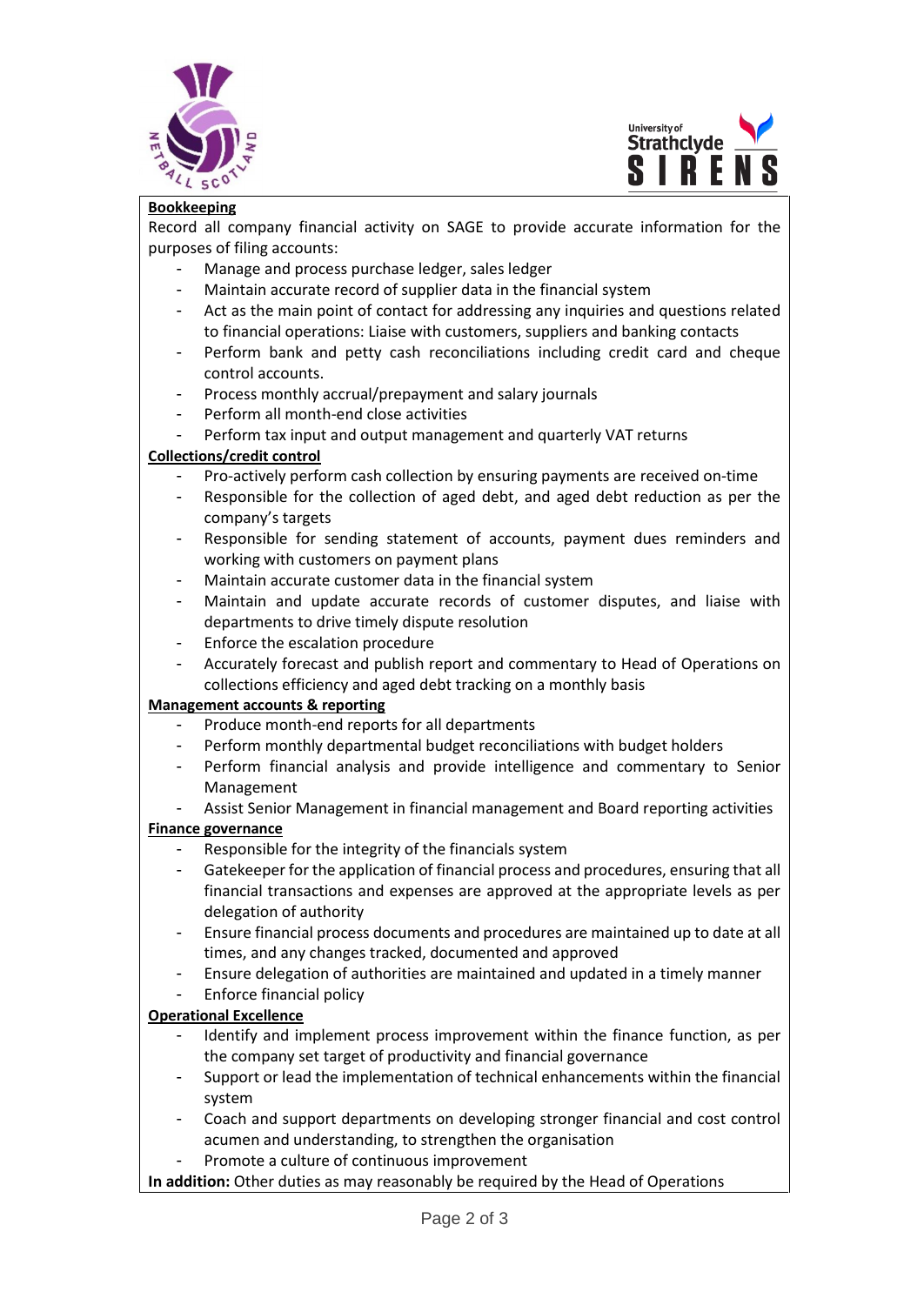**Bookkeeping**

Record all company financial activity on SAGE to provide accurate information for the purposes of filing accounts:

- Manage and process purchase ledger, sales ledger
- Maintain accurate record of supplier data in the financial system
- Act as the main point of contact for addressing any inquiries and questions related to financial operations: Liaise with customers, suppliers and banking contacts
- Perform bank and petty cash reconciliations including credit card and cheque control accounts.
- Process monthly accrual/prepayment and salary journals
- Perform all month-end close activities
- Perform tax input and output management and quarterly VAT returns

**Collections/credit control**

- Pro-actively perform cash collection by ensuring payments are received on-time
- Responsible for the collection of aged debt, and aged debt reduction as per the company's targets
- Responsible for sending statement of accounts, payment dues reminders and working with customers on payment plans
- Maintain accurate customer data in the financial system
- Maintain and update accurate records of customer disputes, and liaise with departments to drive timely dispute resolution
- Enforce the escalation procedure
- Accurately forecast and publish report and commentary to Head of Operations on collections efficiency and aged debt tracking on a monthly basis

**Management accounts & reporting**

- Produce month-end reports for all departments
- Perform monthly departmental budget reconciliations with budget holders
- Perform financial analysis and provide intelligence and commentary to Senior Management
- Assist Senior Management in financial management and Board reporting activities

**Finance governance**

- Responsible for the integrity of the financials system
- Gatekeeper for the application of financial process and procedures, ensuring that all financial transactions and expenses are approved at the appropriate levels as per delegation of authority
- Ensure financial process documents and procedures are maintained up to date at all times, and any changes tracked, documented and approved
- Ensure delegation of authorities are maintained and updated in a timely manner
- Enforce financial policy

**Operational Excellence**

- Identify and implement process improvement within the finance function, as per the company set target of productivity and financial governance
- Support or lead the implementation of technical enhancements within the financial system
- Coach and support departments on developing stronger financial and cost control acumen and understanding, to strengthen the organisation
- Promote a culture of continuous improvement

**In addition:** Other duties as may reasonably be required by the Head of Operations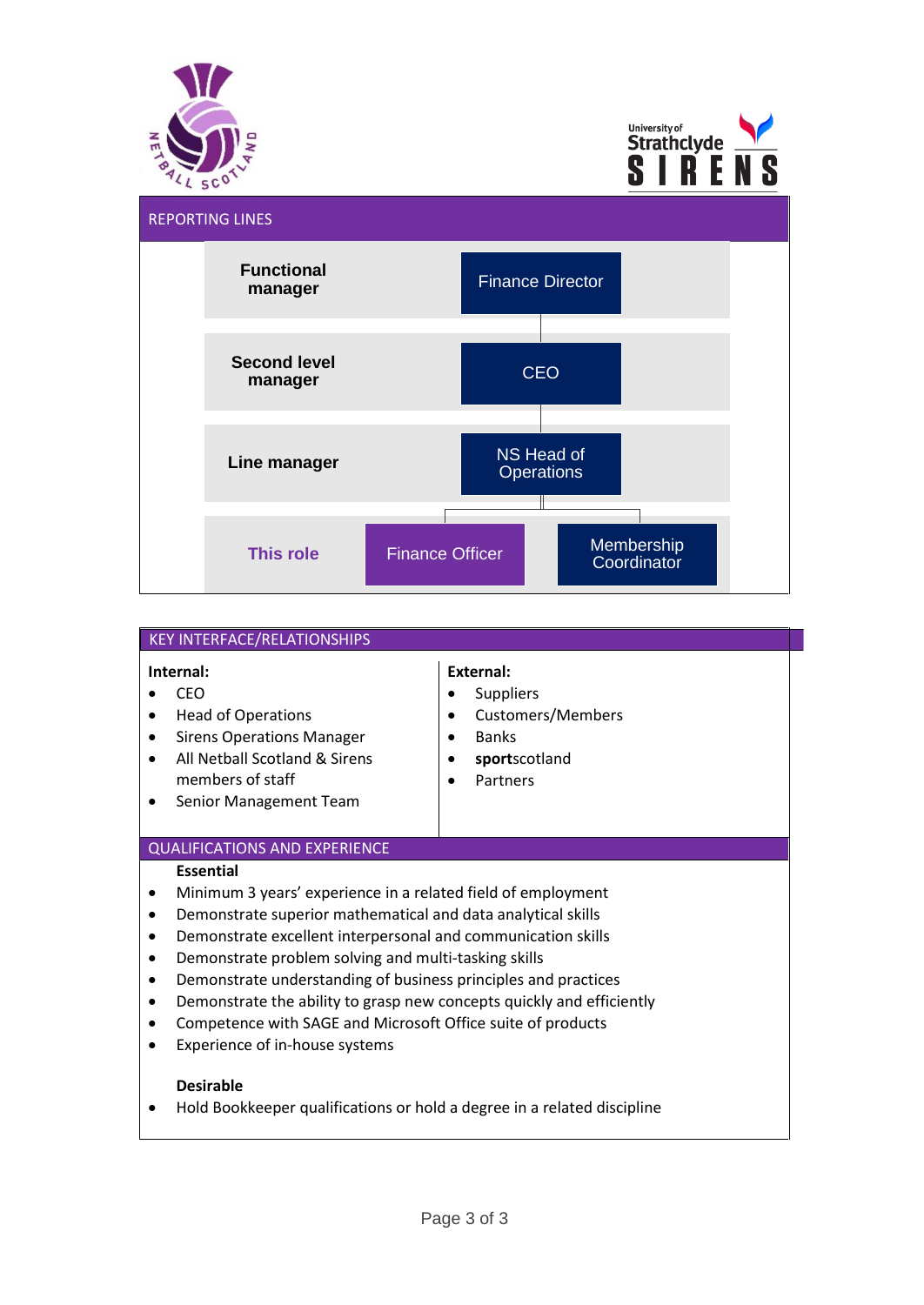## REPORTING LINES

| | |
|---|---|
| **Functional manager** | Finance Director |
| **Second level manager** | CEO |
| **Line manager** | NS Head of Operations |
| **This role** | Finance Officer / Membership Coordinator |

## KEY INTERFACE/RELATIONSHIPS

**Internal:**

- CEO
- Head of Operations
- Sirens Operations Manager
- All Netball Scotland & Sirens members of staff
- Senior Management Team

**External:**

- Suppliers
- Customers/Members
- Banks
- **sport**scotland
- Partners

## QUALIFICATIONS AND EXPERIENCE

**Essential**

- Minimum 3 years' experience in a related field of employment
- Demonstrate superior mathematical and data analytical skills
- Demonstrate excellent interpersonal and communication skills
- Demonstrate problem solving and multi-tasking skills
- Demonstrate understanding of business principles and practices
- Demonstrate the ability to grasp new concepts quickly and efficiently
- Competence with SAGE and Microsoft Office suite of products
- Experience of in-house systems

**Desirable**

- Hold Bookkeeper qualifications or hold a degree in a related discipline